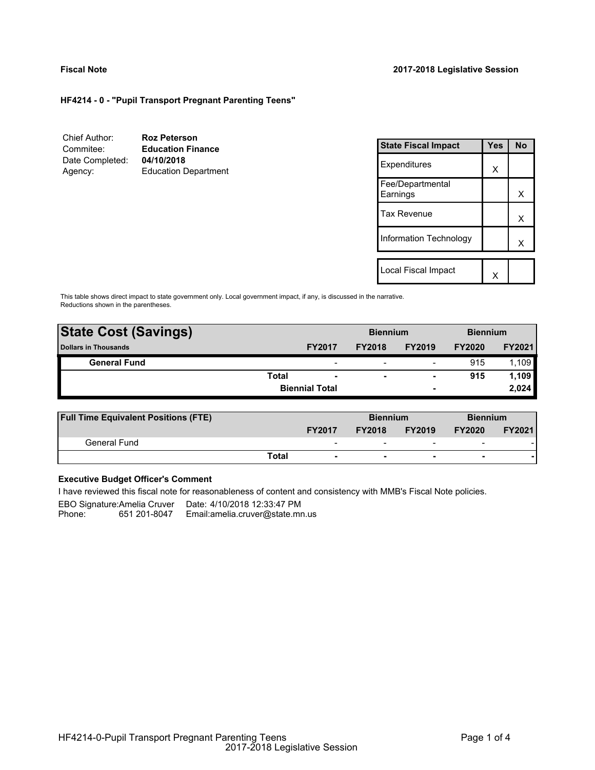**Fiscal Note** **2017-2018 Legislative Session**

**HF4214 - 0 - "Pupil Transport Pregnant Parenting Teens"**

| | |
|---|---|
| Chief Author: | **Roz Peterson** |
| Commitee: | **Education Finance** |
| Date Completed: | **04/10/2018** |
| Agency: | Education Department |

| State Fiscal Impact | Yes | No |
|---|---|---|
| Expenditures | X | |
| Fee/Departmental Earnings | | X |
| Tax Revenue | | X |
| Information Technology | | X |
| Local Fiscal Impact | X | |

This table shows direct impact to state government only. Local government impact, if any, is discussed in the narrative. Reductions shown in the parentheses.

| **State Cost (Savings)** | | **Biennium** | | **Biennium** | |
|---|---|---|---|---|---|
| **Dollars in Thousands** | **FY2017** | **FY2018** | **FY2019** | **FY2020** | **FY2021** |
| **General Fund** | - | - | - | 915 | 1,109 |
| **Total** | **-** | **-** | **-** | **915** | **1,109** |
| **Biennial Total** | | | **-** | | **2,024** |

| **Full Time Equivalent Positions (FTE)** | | **Biennium** | | **Biennium** | |
|---|---|---|---|---|---|
| | **FY2017** | **FY2018** | **FY2019** | **FY2020** | **FY2021** |
| General Fund | - | - | - | - | - |
| **Total** | **-** | **-** | **-** | **-** | **-** |

**Executive Budget Officer's Comment**

I have reviewed this fiscal note for reasonableness of content and consistency with MMB's Fiscal Note policies.

EBO Signature: Amelia Cruver Date: 4/10/2018 12:33:47 PM
Phone: 651 201-8047 Email: amelia.cruver@state.mn.us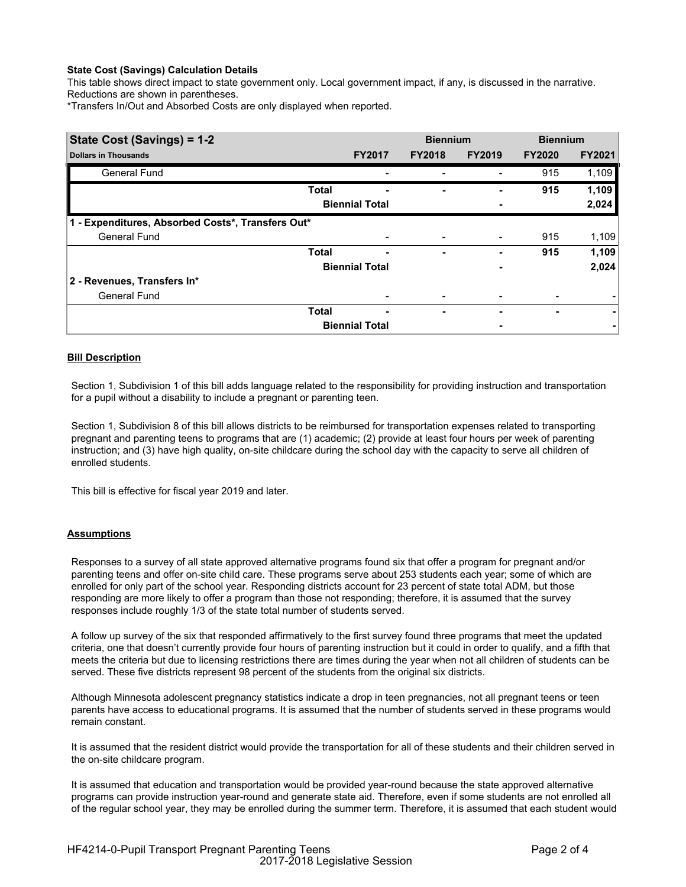**State Cost (Savings) Calculation Details**

This table shows direct impact to state government only. Local government impact, if any, is discussed in the narrative. Reductions are shown in parentheses.

*Transfers In/Out and Absorbed Costs are only displayed when reported.

| State Cost (Savings) = 1-2 | | | Biennium | | Biennium | |
|---|---|---|---|---|---|---|
| Dollars in Thousands | | FY2017 | FY2018 | FY2019 | FY2020 | FY2021 |
| General Fund | | - | - | - | 915 | 1,109 |
| | **Total** | **-** | **-** | **-** | **915** | **1,109** |
| | **Biennial Total** | | | **-** | | **2,024** |
| **1 - Expenditures, Absorbed Costs*, Transfers Out*** | | | | | | |
| General Fund | | - | - | - | 915 | 1,109 |
| | **Total** | **-** | **-** | **-** | **915** | **1,109** |
| | **Biennial Total** | | | **-** | | **2,024** |
| **2 - Revenues, Transfers In*** | | | | | | |
| General Fund | | - | - | - | - | - |
| | **Total** | **-** | **-** | **-** | **-** | **-** |
| | **Biennial Total** | | | **-** | | **-** |

**Bill Description**

Section 1, Subdivision 1 of this bill adds language related to the responsibility for providing instruction and transportation for a pupil without a disability to include a pregnant or parenting teen.

Section 1, Subdivision 8 of this bill allows districts to be reimbursed for transportation expenses related to transporting pregnant and parenting teens to programs that are (1) academic; (2) provide at least four hours per week of parenting instruction; and (3) have high quality, on-site childcare during the school day with the capacity to serve all children of enrolled students.

This bill is effective for fiscal year 2019 and later.

**Assumptions**

Responses to a survey of all state approved alternative programs found six that offer a program for pregnant and/or parenting teens and offer on-site child care. These programs serve about 253 students each year; some of which are enrolled for only part of the school year. Responding districts account for 23 percent of state total ADM, but those responding are more likely to offer a program than those not responding; therefore, it is assumed that the survey responses include roughly 1/3 of the state total number of students served.

A follow up survey of the six that responded affirmatively to the first survey found three programs that meet the updated criteria, one that doesn't currently provide four hours of parenting instruction but it could in order to qualify, and a fifth that meets the criteria but due to licensing restrictions there are times during the year when not all children of students can be served. These five districts represent 98 percent of the students from the original six districts.

Although Minnesota adolescent pregnancy statistics indicate a drop in teen pregnancies, not all pregnant teens or teen parents have access to educational programs. It is assumed that the number of students served in these programs would remain constant.

It is assumed that the resident district would provide the transportation for all of these students and their children served in the on-site childcare program.

It is assumed that education and transportation would be provided year-round because the state approved alternative programs can provide instruction year-round and generate state aid. Therefore, even if some students are not enrolled all of the regular school year, they may be enrolled during the summer term. Therefore, it is assumed that each student would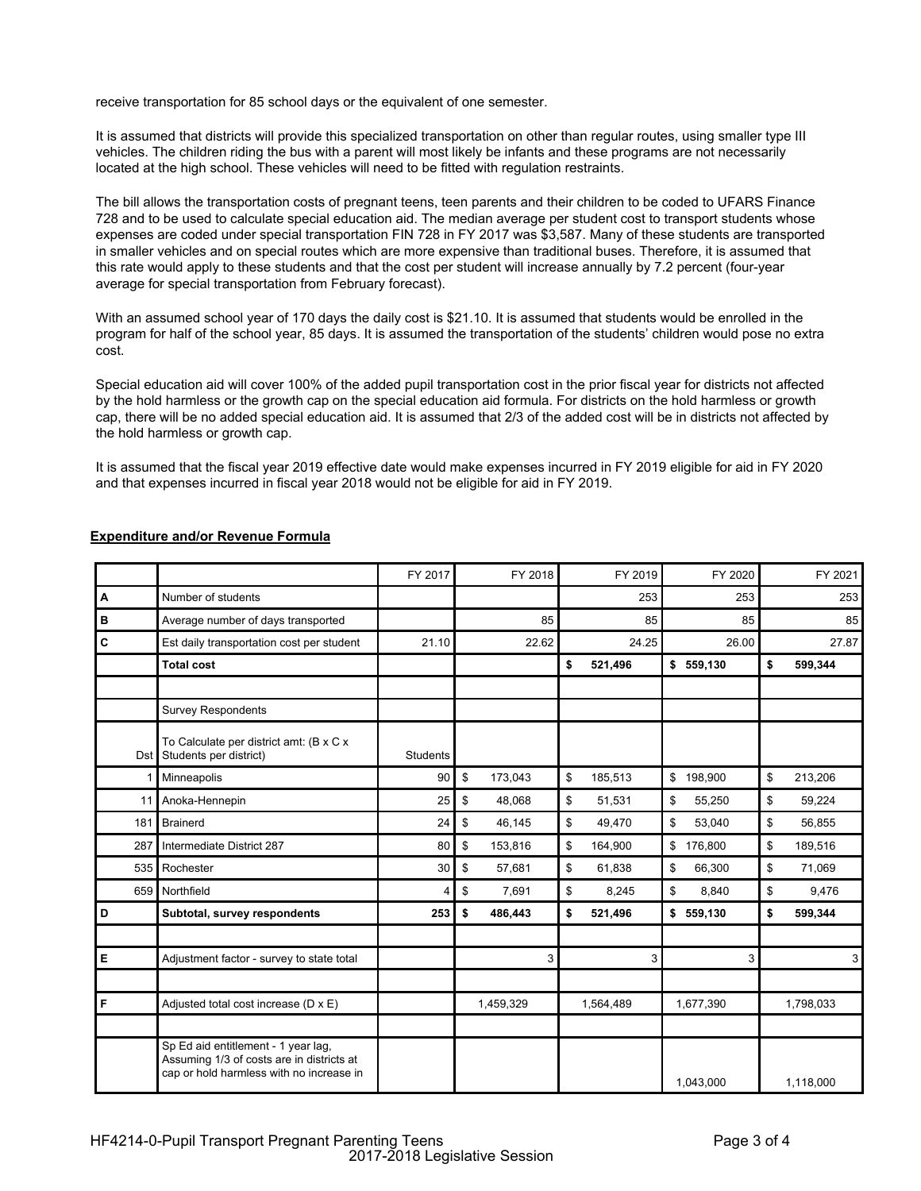receive transportation for 85 school days or the equivalent of one semester.

It is assumed that districts will provide this specialized transportation on other than regular routes, using smaller type III vehicles. The children riding the bus with a parent will most likely be infants and these programs are not necessarily located at the high school. These vehicles will need to be fitted with regulation restraints.

The bill allows the transportation costs of pregnant teens, teen parents and their children to be coded to UFARS Finance 728 and to be used to calculate special education aid. The median average per student cost to transport students whose expenses are coded under special transportation FIN 728 in FY 2017 was $3,587. Many of these students are transported in smaller vehicles and on special routes which are more expensive than traditional buses. Therefore, it is assumed that this rate would apply to these students and that the cost per student will increase annually by 7.2 percent (four-year average for special transportation from February forecast).

With an assumed school year of 170 days the daily cost is $21.10. It is assumed that students would be enrolled in the program for half of the school year, 85 days. It is assumed the transportation of the students' children would pose no extra cost.

Special education aid will cover 100% of the added pupil transportation cost in the prior fiscal year for districts not affected by the hold harmless or the growth cap on the special education aid formula. For districts on the hold harmless or growth cap, there will be no added special education aid. It is assumed that 2/3 of the added cost will be in districts not affected by the hold harmless or growth cap.

It is assumed that the fiscal year 2019 effective date would make expenses incurred in FY 2019 eligible for aid in FY 2020 and that expenses incurred in fiscal year 2018 would not be eligible for aid in FY 2019.

**Expenditure and/or Revenue Formula**

| | | FY 2017 | FY 2018 | FY 2019 | FY 2020 | FY 2021 |
|---|---|---|---|---|---|---|
| A | Number of students | | | 253 | 253 | 253 |
| B | Average number of days transported | | 85 | 85 | 85 | 85 |
| C | Est daily transportation cost per student | 21.10 | 22.62 | 24.25 | 26.00 | 27.87 |
| | **Total cost** | | | **$ 521,496** | **$ 559,130** | **$ 599,344** |
| | | | | | | |
| | Survey Respondents | | | | | |
| Dst | To Calculate per district amt: (B x C x Students per district) | Students | | | | |
| 1 | Minneapolis | 90 | $ 173,043 | $ 185,513 | $ 198,900 | $ 213,206 |
| 11 | Anoka-Hennepin | 25 | $ 48,068 | $ 51,531 | $ 55,250 | $ 59,224 |
| 181 | Brainerd | 24 | $ 46,145 | $ 49,470 | $ 53,040 | $ 56,855 |
| 287 | Intermediate District 287 | 80 | $ 153,816 | $ 164,900 | $ 176,800 | $ 189,516 |
| 535 | Rochester | 30 | $ 57,681 | $ 61,838 | $ 66,300 | $ 71,069 |
| 659 | Northfield | 4 | $ 7,691 | $ 8,245 | $ 8,840 | $ 9,476 |
| D | **Subtotal, survey respondents** | **253** | **$ 486,443** | **$ 521,496** | **$ 559,130** | **$ 599,344** |
| | | | | | | |
| E | Adjustment factor - survey to state total | | 3 | 3 | 3 | 3 |
| | | | | | | |
| F | Adjusted total cost increase (D x E) | | 1,459,329 | 1,564,489 | 1,677,390 | 1,798,033 |
| | | | | | | |
| | Sp Ed aid entitlement - 1 year lag, Assuming 1/3 of costs are in districts at cap or hold harmless with no increase in | | | | 1,043,000 | 1,118,000 |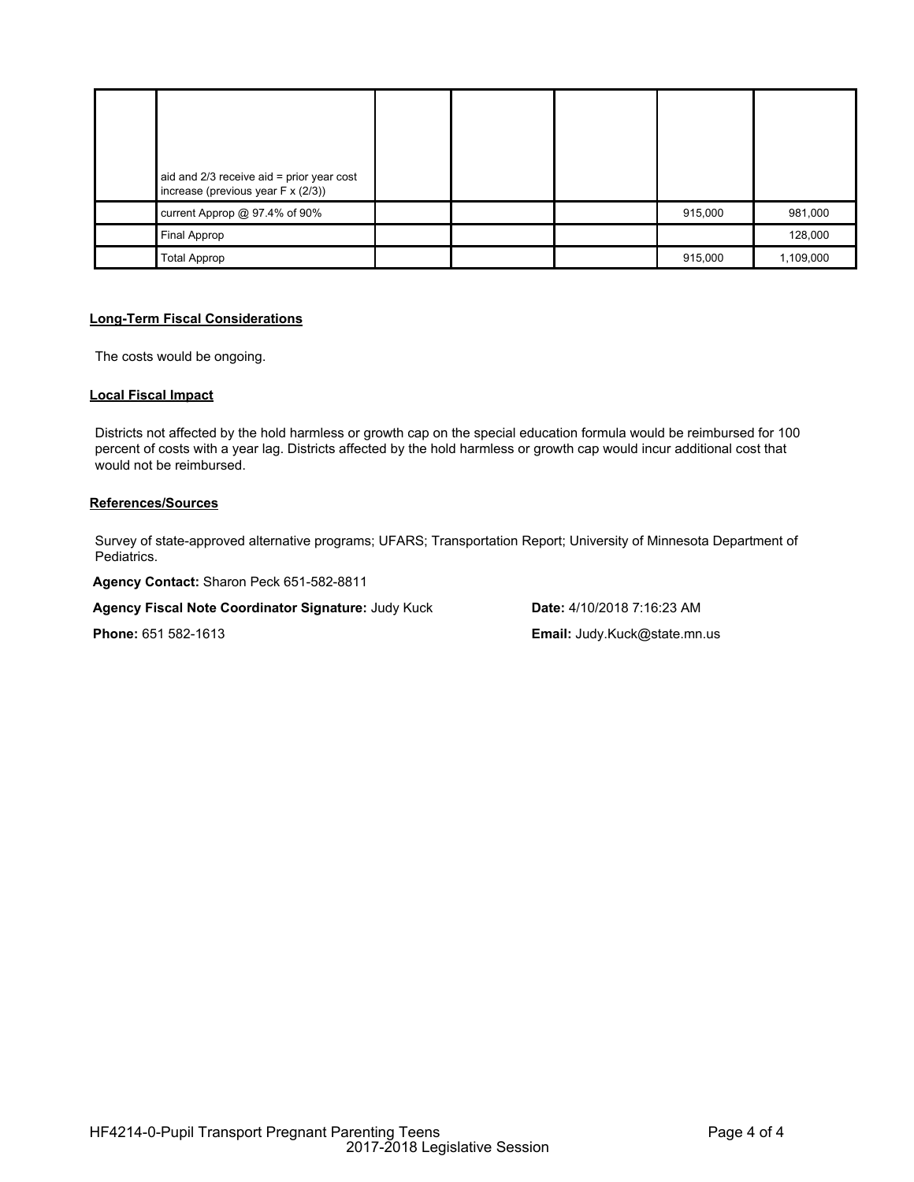| | | | | | | |
|---|---|---|---|---|---|---|
| | aid and 2/3 receive aid = prior year cost increase (previous year F x (2/3)) | | | | | |
| | current Approp @ 97.4% of 90% | | | | 915,000 | 981,000 |
| | Final Approp | | | | | 128,000 |
| | Total Approp | | | | 915,000 | 1,109,000 |

**Long-Term Fiscal Considerations**

The costs would be ongoing.

**Local Fiscal Impact**

Districts not affected by the hold harmless or growth cap on the special education formula would be reimbursed for 100 percent of costs with a year lag. Districts affected by the hold harmless or growth cap would incur additional cost that would not be reimbursed.

**References/Sources**

Survey of state-approved alternative programs; UFARS; Transportation Report; University of Minnesota Department of Pediatrics.

**Agency Contact:** Sharon Peck 651-582-8811

**Agency Fiscal Note Coordinator Signature:** Judy Kuck

**Date:** 4/10/2018 7:16:23 AM

**Phone:** 651 582-1613

**Email:** Judy.Kuck@state.mn.us